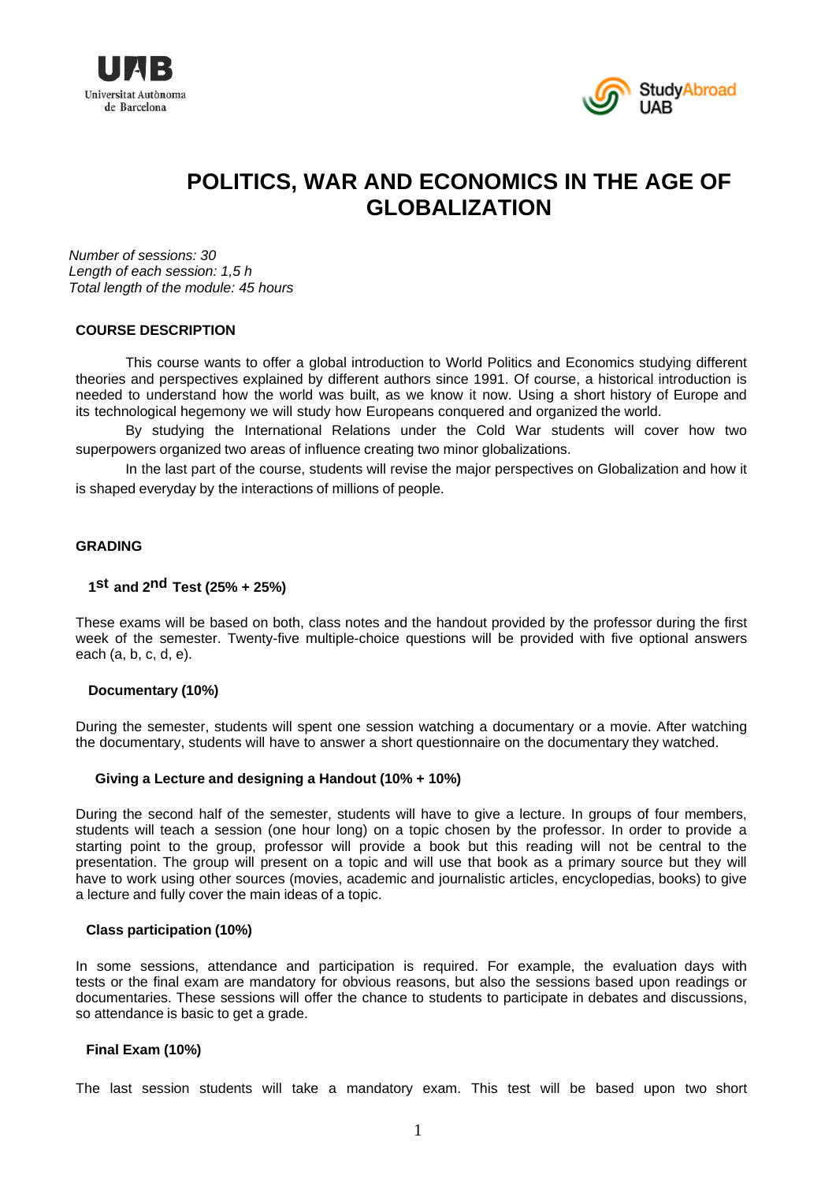# POLITICS, WAR AND ECONOMICS IN THE AGE OF GLOBALIZATION

*Number of sessions: 30*
*Length of each session: 1,5 h*
*Total length of the module: 45 hours*

## COURSE DESCRIPTION

This course wants to offer a global introduction to World Politics and Economics studying different theories and perspectives explained by different authors since 1991. Of course, a historical introduction is needed to understand how the world was built, as we know it now. Using a short history of Europe and its technological hegemony we will study how Europeans conquered and organized the world.

By studying the International Relations under the Cold War students will cover how two superpowers organized two areas of influence creating two minor globalizations.

In the last part of the course, students will revise the major perspectives on Globalization and how it is shaped everyday by the interactions of millions of people.

## GRADING

### 1st and 2nd Test (25% + 25%)

These exams will be based on both, class notes and the handout provided by the professor during the first week of the semester. Twenty-five multiple-choice questions will be provided with five optional answers each (a, b, c, d, e).

### Documentary (10%)

During the semester, students will spent one session watching a documentary or a movie. After watching the documentary, students will have to answer a short questionnaire on the documentary they watched.

### Giving a Lecture and designing a Handout (10% + 10%)

During the second half of the semester, students will have to give a lecture. In groups of four members, students will teach a session (one hour long) on a topic chosen by the professor. In order to provide a starting point to the group, professor will provide a book but this reading will not be central to the presentation. The group will present on a topic and will use that book as a primary source but they will have to work using other sources (movies, academic and journalistic articles, encyclopedias, books) to give a lecture and fully cover the main ideas of a topic.

### Class participation (10%)

In some sessions, attendance and participation is required. For example, the evaluation days with tests or the final exam are mandatory for obvious reasons, but also the sessions based upon readings or documentaries. These sessions will offer the chance to students to participate in debates and discussions, so attendance is basic to get a grade.

### Final Exam (10%)

The last session students will take a mandatory exam. This test will be based upon two short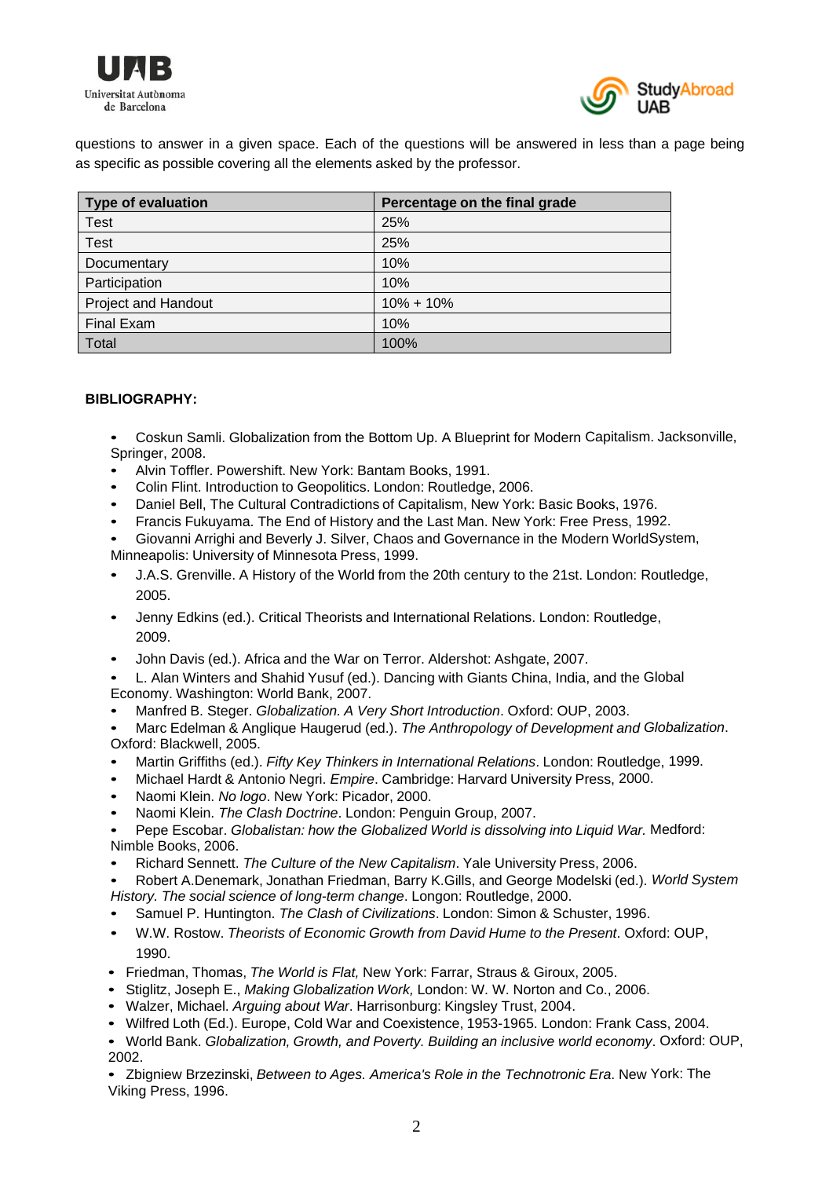questions to answer in a given space. Each of the questions will be answered in less than a page being as specific as possible covering all the elements asked by the professor.

| Type of evaluation | Percentage on the final grade |
|---|---|
| Test | 25% |
| Test | 25% |
| Documentary | 10% |
| Participation | 10% |
| Project and Handout | 10% + 10% |
| Final Exam | 10% |
| Total | 100% |

**BIBLIOGRAPHY:**

- Coskun Samli. Globalization from the Bottom Up. A Blueprint for Modern Capitalism. Jacksonville, Springer, 2008.
- Alvin Toffler. Powershift. New York: Bantam Books, 1991.
- Colin Flint. Introduction to Geopolitics. London: Routledge, 2006.
- Daniel Bell, The Cultural Contradictions of Capitalism, New York: Basic Books, 1976.
- Francis Fukuyama. The End of History and the Last Man. New York: Free Press, 1992.
- Giovanni Arrighi and Beverly J. Silver, Chaos and Governance in the Modern WorldSystem, Minneapolis: University of Minnesota Press, 1999.
- J.A.S. Grenville. A History of the World from the 20th century to the 21st. London: Routledge, 2005.
- Jenny Edkins (ed.). Critical Theorists and International Relations. London: Routledge, 2009.
- John Davis (ed.). Africa and the War on Terror. Aldershot: Ashgate, 2007.
- L. Alan Winters and Shahid Yusuf (ed.). Dancing with Giants China, India, and the Global Economy. Washington: World Bank, 2007.
- Manfred B. Steger. *Globalization. A Very Short Introduction*. Oxford: OUP, 2003.
- Marc Edelman & Anglique Haugerud (ed.). *The Anthropology of Development and Globalization*. Oxford: Blackwell, 2005.
- Martin Griffiths (ed.). *Fifty Key Thinkers in International Relations*. London: Routledge, 1999.
- Michael Hardt & Antonio Negri. *Empire*. Cambridge: Harvard University Press, 2000.
- Naomi Klein. *No logo*. New York: Picador, 2000.
- Naomi Klein. *The Clash Doctrine*. London: Penguin Group, 2007.
- Pepe Escobar. *Globalistan: how the Globalized World is dissolving into Liquid War.* Medford: Nimble Books, 2006.
- Richard Sennett. *The Culture of the New Capitalism*. Yale University Press, 2006.
- Robert A.Denemark, Jonathan Friedman, Barry K.Gills, and George Modelski (ed.). *World System History. The social science of long-term change*. Longon: Routledge, 2000.
- Samuel P. Huntington. *The Clash of Civilizations*. London: Simon & Schuster, 1996.
- W.W. Rostow. *Theorists of Economic Growth from David Hume to the Present*. Oxford: OUP, 1990.
- Friedman, Thomas, *The World is Flat,* New York: Farrar, Straus & Giroux, 2005.
- Stiglitz, Joseph E., *Making Globalization Work,* London: W. W. Norton and Co., 2006.
- Walzer, Michael. *Arguing about War*. Harrisonburg: Kingsley Trust, 2004.
- Wilfred Loth (Ed.). Europe, Cold War and Coexistence, 1953-1965. London: Frank Cass, 2004.
- World Bank. *Globalization, Growth, and Poverty. Building an inclusive world economy*. Oxford: OUP, 2002.
- Zbigniew Brzezinski, *Between to Ages. America's Role in the Technotronic Era*. New York: The Viking Press, 1996.